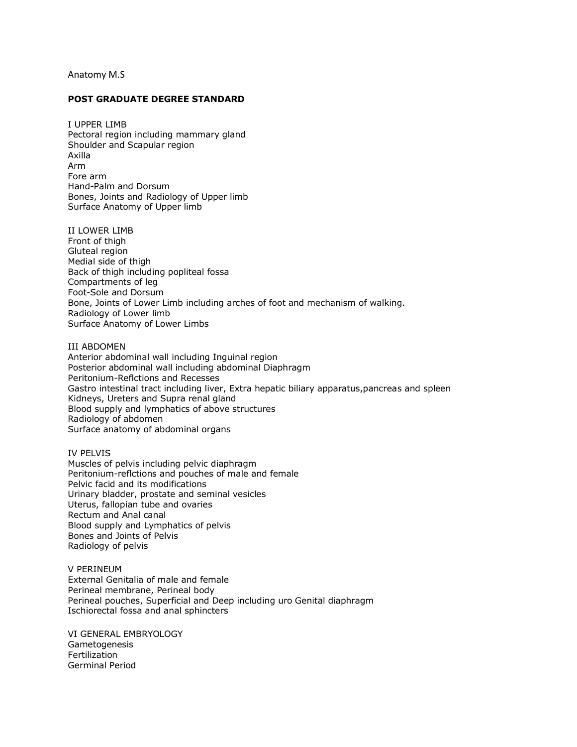Anatomy M.S

**POST GRADUATE DEGREE STANDARD**

I UPPER LIMB
Pectoral region including mammary gland
Shoulder and Scapular region
Axilla
Arm
Fore arm
Hand-Palm and Dorsum
Bones, Joints and Radiology of Upper limb
Surface Anatomy of Upper limb

II LOWER LIMB
Front of thigh
Gluteal region
Medial side of thigh
Back of thigh including popliteal fossa
Compartments of leg
Foot-Sole and Dorsum
Bone, Joints of Lower Limb including arches of foot and mechanism of walking.
Radiology of Lower limb
Surface Anatomy of Lower Limbs

III ABDOMEN
Anterior abdominal wall including Inguinal region
Posterior abdominal wall including abdominal Diaphragm
Peritonium-Reflctions and Recesses
Gastro intestinal tract including liver, Extra hepatic biliary apparatus,pancreas and spleen
Kidneys, Ureters and Supra renal gland
Blood supply and lymphatics of above structures
Radiology of abdomen
Surface anatomy of abdominal organs

IV PELVIS
Muscles of pelvis including pelvic diaphragm
Peritonium-reflctions and pouches of male and female
Pelvic facid and its modifications
Urinary bladder, prostate and seminal vesicles
Uterus, fallopian tube and ovaries
Rectum and Anal canal
Blood supply and Lymphatics of pelvis
Bones and Joints of Pelvis
Radiology of pelvis

V PERINEUM
External Genitalia of male and female
Perineal membrane, Perineal body
Perineal pouches, Superficial and Deep including uro Genital diaphragm
Ischiorectal fossa and anal sphincters

VI GENERAL EMBRYOLOGY
Gametogenesis
Fertilization
Germinal Period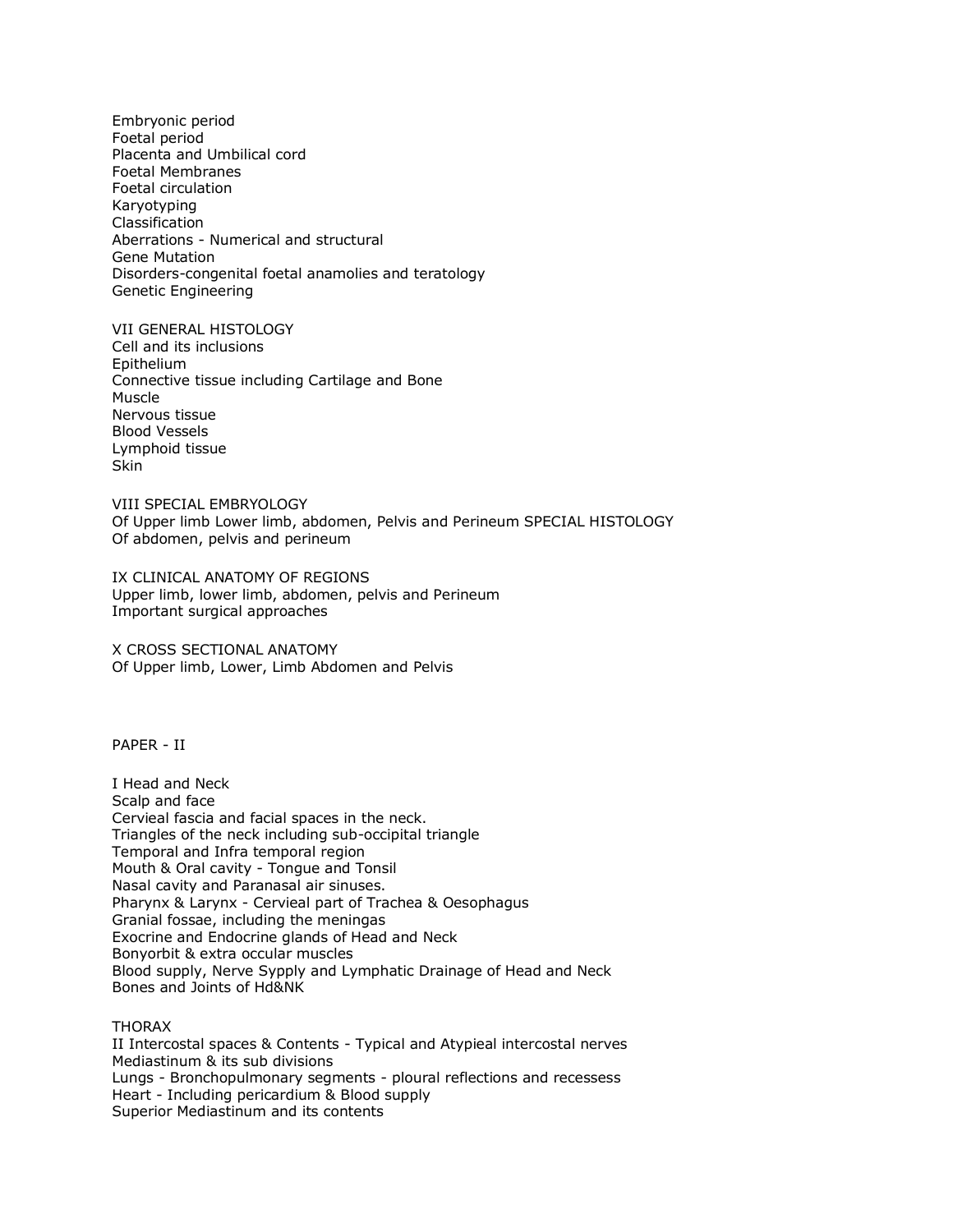Embryonic period
Foetal period
Placenta and Umbilical cord
Foetal Membranes
Foetal circulation
Karyotyping
Classification
Aberrations - Numerical and structural
Gene Mutation
Disorders-congenital foetal anamolies and teratology
Genetic Engineering

VII GENERAL HISTOLOGY
Cell and its inclusions
Epithelium
Connective tissue including Cartilage and Bone
Muscle
Nervous tissue
Blood Vessels
Lymphoid tissue
Skin

VIII SPECIAL EMBRYOLOGY
Of Upper limb Lower limb, abdomen, Pelvis and Perineum SPECIAL HISTOLOGY
Of abdomen, pelvis and perineum

IX CLINICAL ANATOMY OF REGIONS
Upper limb, lower limb, abdomen, pelvis and Perineum
Important surgical approaches

X CROSS SECTIONAL ANATOMY
Of Upper limb, Lower, Limb Abdomen and Pelvis

PAPER - II

I Head and Neck
Scalp and face
Cervieal fascia and facial spaces in the neck.
Triangles of the neck including sub-occipital triangle
Temporal and Infra temporal region
Mouth & Oral cavity - Tongue and Tonsil
Nasal cavity and Paranasal air sinuses.
Pharynx & Larynx - Cervieal part of Trachea & Oesophagus
Granial fossae, including the meningas
Exocrine and Endocrine glands of Head and Neck
Bonyorbit & extra occular muscles
Blood supply, Nerve Sypply and Lymphatic Drainage of Head and Neck
Bones and Joints of Hd&NK

THORAX
II Intercostal spaces & Contents - Typical and Atypieal intercostal nerves
Mediastinum & its sub divisions
Lungs - Bronchopulmonary segments - ploural reflections and recessess
Heart - Including pericardium & Blood supply
Superior Mediastinum and its contents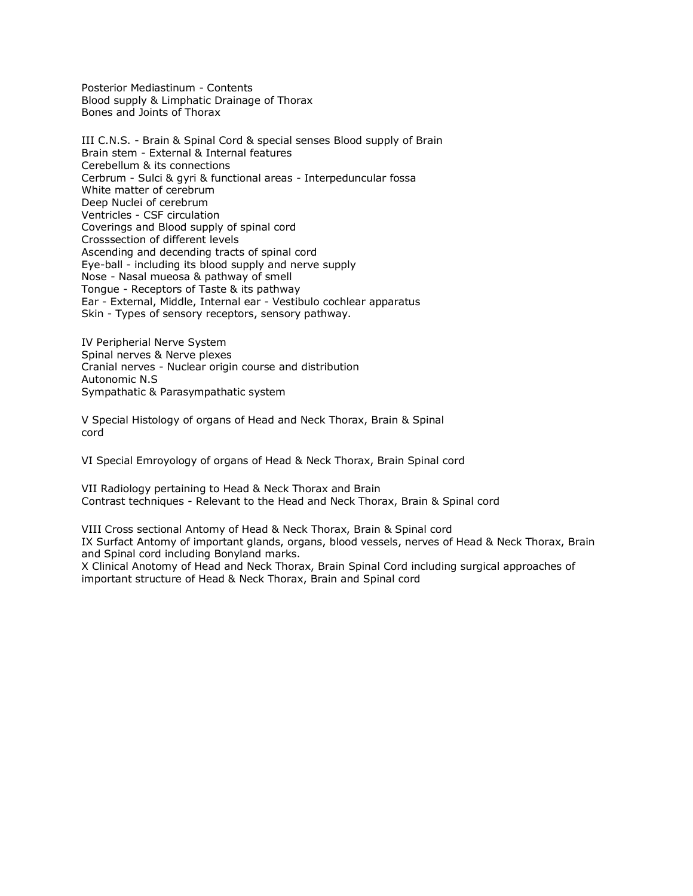Posterior Mediastinum - Contents
Blood supply & Limphatic Drainage of Thorax
Bones and Joints of Thorax

III C.N.S. - Brain & Spinal Cord & special senses Blood supply of Brain
Brain stem - External & Internal features
Cerebellum & its connections
Cerbrum - Sulci & gyri & functional areas - Interpeduncular fossa
White matter of cerebrum
Deep Nuclei of cerebrum
Ventricles - CSF circulation
Coverings and Blood supply of spinal cord
Crosssection of different levels
Ascending and decending tracts of spinal cord
Eye-ball - including its blood supply and nerve supply
Nose - Nasal mueosa & pathway of smell
Tongue - Receptors of Taste & its pathway
Ear - External, Middle, Internal ear - Vestibulo cochlear apparatus
Skin - Types of sensory receptors, sensory pathway.

IV Peripherial Nerve System
Spinal nerves & Nerve plexes
Cranial nerves - Nuclear origin course and distribution
Autonomic N.S
Sympathatic & Parasympathatic system

V Special Histology of organs of Head and Neck Thorax, Brain & Spinal cord

VI Special Emroyology of organs of Head & Neck Thorax, Brain Spinal cord

VII Radiology pertaining to Head & Neck Thorax and Brain
Contrast techniques - Relevant to the Head and Neck Thorax, Brain & Spinal cord

VIII Cross sectional Antomy of Head & Neck Thorax, Brain & Spinal cord
IX Surfact Antomy of important glands, organs, blood vessels, nerves of Head & Neck Thorax, Brain and Spinal cord including Bonyland marks.
X Clinical Anotomy of Head and Neck Thorax, Brain Spinal Cord including surgical approaches of important structure of Head & Neck Thorax, Brain and Spinal cord